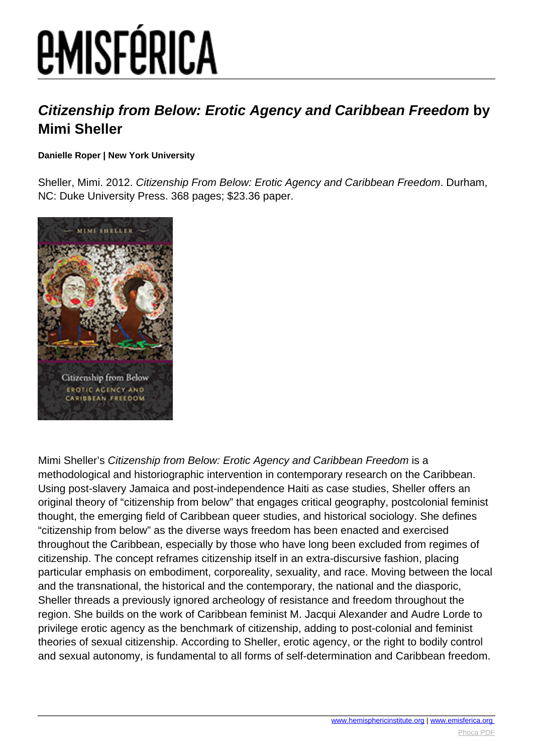# *Citizenship from Below: Erotic Agency and Caribbean Freedom* by Mimi Sheller

**Danielle Roper | New York University**

Sheller, Mimi. 2012. *Citizenship From Below: Erotic Agency and Caribbean Freedom*. Durham, NC: Duke University Press. 368 pages; $23.36 paper.

Mimi Sheller's *Citizenship from Below: Erotic Agency and Caribbean Freedom* is a methodological and historiographic intervention in contemporary research on the Caribbean. Using post-slavery Jamaica and post-independence Haiti as case studies, Sheller offers an original theory of "citizenship from below" that engages critical geography, postcolonial feminist thought, the emerging field of Caribbean queer studies, and historical sociology. She defines "citizenship from below" as the diverse ways freedom has been enacted and exercised throughout the Caribbean, especially by those who have long been excluded from regimes of citizenship. The concept reframes citizenship itself in an extra-discursive fashion, placing particular emphasis on embodiment, corporeality, sexuality, and race. Moving between the local and the transnational, the historical and the contemporary, the national and the diasporic, Sheller threads a previously ignored archeology of resistance and freedom throughout the region. She builds on the work of Caribbean feminist M. Jacqui Alexander and Audre Lorde to privilege erotic agency as the benchmark of citizenship, adding to post-colonial and feminist theories of sexual citizenship. According to Sheller, erotic agency, or the right to bodily control and sexual autonomy, is fundamental to all forms of self-determination and Caribbean freedom.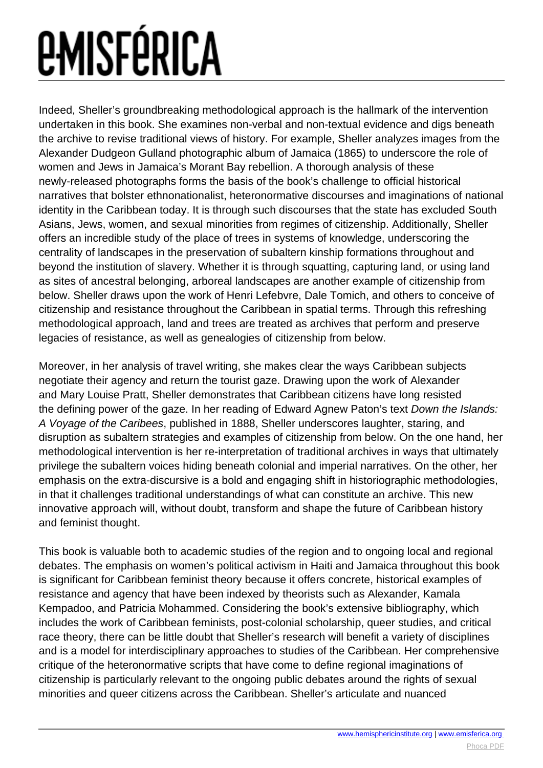Indeed, Sheller's groundbreaking methodological approach is the hallmark of the intervention undertaken in this book. She examines non-verbal and non-textual evidence and digs beneath the archive to revise traditional views of history. For example, Sheller analyzes images from the Alexander Dudgeon Gulland photographic album of Jamaica (1865) to underscore the role of women and Jews in Jamaica's Morant Bay rebellion. A thorough analysis of these newly-released photographs forms the basis of the book's challenge to official historical narratives that bolster ethnonationalist, heteronormative discourses and imaginations of national identity in the Caribbean today. It is through such discourses that the state has excluded South Asians, Jews, women, and sexual minorities from regimes of citizenship. Additionally, Sheller offers an incredible study of the place of trees in systems of knowledge, underscoring the centrality of landscapes in the preservation of subaltern kinship formations throughout and beyond the institution of slavery. Whether it is through squatting, capturing land, or using land as sites of ancestral belonging, arboreal landscapes are another example of citizenship from below. Sheller draws upon the work of Henri Lefebvre, Dale Tomich, and others to conceive of citizenship and resistance throughout the Caribbean in spatial terms. Through this refreshing methodological approach, land and trees are treated as archives that perform and preserve legacies of resistance, as well as genealogies of citizenship from below.

Moreover, in her analysis of travel writing, she makes clear the ways Caribbean subjects negotiate their agency and return the tourist gaze. Drawing upon the work of Alexander and Mary Louise Pratt, Sheller demonstrates that Caribbean citizens have long resisted the defining power of the gaze. In her reading of Edward Agnew Paton's text *Down the Islands: A Voyage of the Caribees*, published in 1888, Sheller underscores laughter, staring, and disruption as subaltern strategies and examples of citizenship from below. On the one hand, her methodological intervention is her re-interpretation of traditional archives in ways that ultimately privilege the subaltern voices hiding beneath colonial and imperial narratives. On the other, her emphasis on the extra-discursive is a bold and engaging shift in historiographic methodologies, in that it challenges traditional understandings of what can constitute an archive. This new innovative approach will, without doubt, transform and shape the future of Caribbean history and feminist thought.

This book is valuable both to academic studies of the region and to ongoing local and regional debates. The emphasis on women's political activism in Haiti and Jamaica throughout this book is significant for Caribbean feminist theory because it offers concrete, historical examples of resistance and agency that have been indexed by theorists such as Alexander, Kamala Kempadoo, and Patricia Mohammed. Considering the book's extensive bibliography, which includes the work of Caribbean feminists, post-colonial scholarship, queer studies, and critical race theory, there can be little doubt that Sheller's research will benefit a variety of disciplines and is a model for interdisciplinary approaches to studies of the Caribbean. Her comprehensive critique of the heteronormative scripts that have come to define regional imaginations of citizenship is particularly relevant to the ongoing public debates around the rights of sexual minorities and queer citizens across the Caribbean. Sheller's articulate and nuanced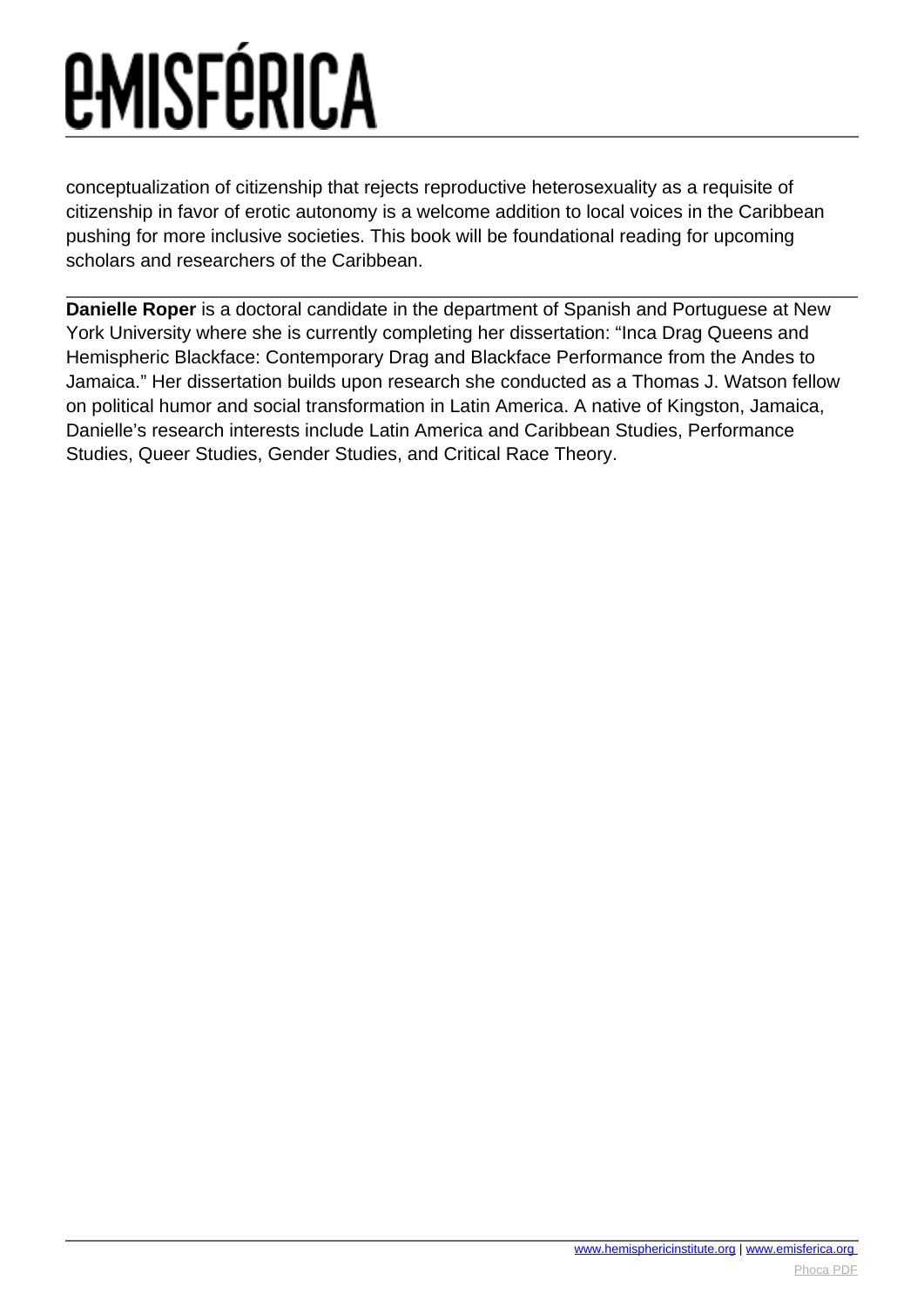conceptualization of citizenship that rejects reproductive heterosexuality as a requisite of citizenship in favor of erotic autonomy is a welcome addition to local voices in the Caribbean pushing for more inclusive societies. This book will be foundational reading for upcoming scholars and researchers of the Caribbean.

---

**Danielle Roper** is a doctoral candidate in the department of Spanish and Portuguese at New York University where she is currently completing her dissertation: "Inca Drag Queens and Hemispheric Blackface: Contemporary Drag and Blackface Performance from the Andes to Jamaica." Her dissertation builds upon research she conducted as a Thomas J. Watson fellow on political humor and social transformation in Latin America. A native of Kingston, Jamaica, Danielle's research interests include Latin America and Caribbean Studies, Performance Studies, Queer Studies, Gender Studies, and Critical Race Theory.